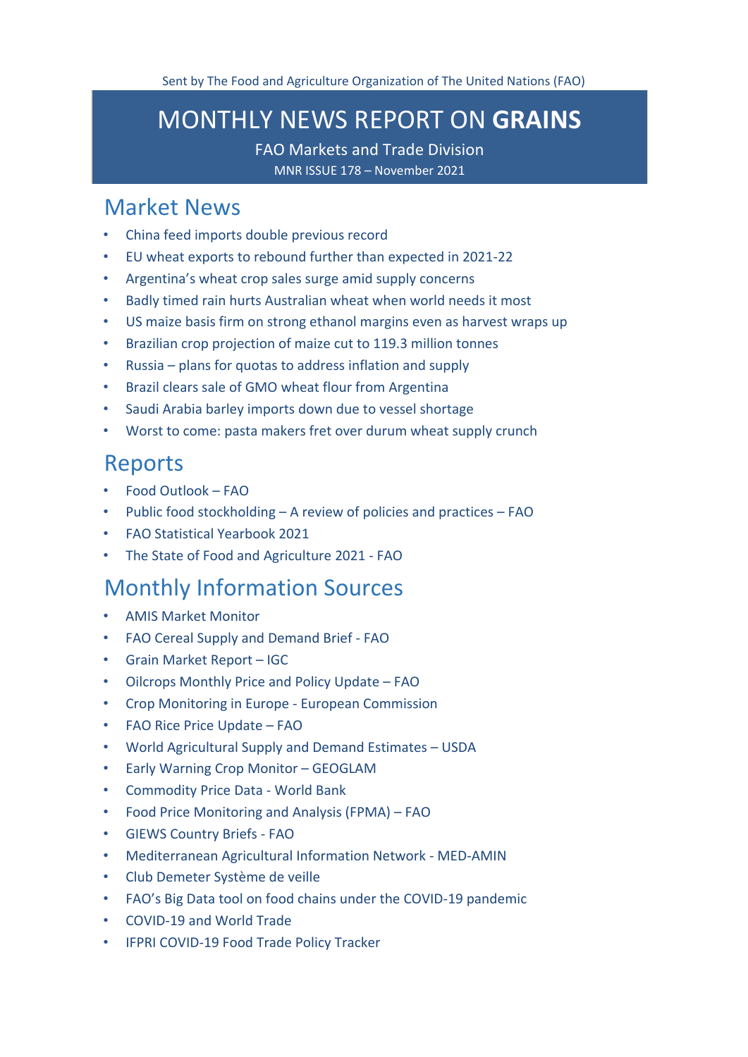Sent by The Food and Agriculture Organization of The United Nations (FAO)

# MONTHLY NEWS REPORT ON **GRAINS**

FAO Markets and Trade Division

MNR ISSUE 178 – November 2021

## Market News

- China feed imports double previous record
- EU wheat exports to rebound further than expected in 2021-22
- Argentina's wheat crop sales surge amid supply concerns
- Badly timed rain hurts Australian wheat when world needs it most
- US maize basis firm on strong ethanol margins even as harvest wraps up
- Brazilian crop projection of maize cut to 119.3 million tonnes
- Russia – plans for quotas to address inflation and supply
- Brazil clears sale of GMO wheat flour from Argentina
- Saudi Arabia barley imports down due to vessel shortage
- Worst to come: pasta makers fret over durum wheat supply crunch

## Reports

- Food Outlook – FAO
- Public food stockholding – A review of policies and practices – FAO
- FAO Statistical Yearbook 2021
- The State of Food and Agriculture 2021 - FAO

## Monthly Information Sources

- AMIS Market Monitor
- FAO Cereal Supply and Demand Brief - FAO
- Grain Market Report – IGC
- Oilcrops Monthly Price and Policy Update – FAO
- Crop Monitoring in Europe - European Commission
- FAO Rice Price Update – FAO
- World Agricultural Supply and Demand Estimates – USDA
- Early Warning Crop Monitor – GEOGLAM
- Commodity Price Data - World Bank
- Food Price Monitoring and Analysis (FPMA) – FAO
- GIEWS Country Briefs - FAO
- Mediterranean Agricultural Information Network - MED-AMIN
- Club Demeter Système de veille
- FAO's Big Data tool on food chains under the COVID-19 pandemic
- COVID-19 and World Trade
- IFPRI COVID-19 Food Trade Policy Tracker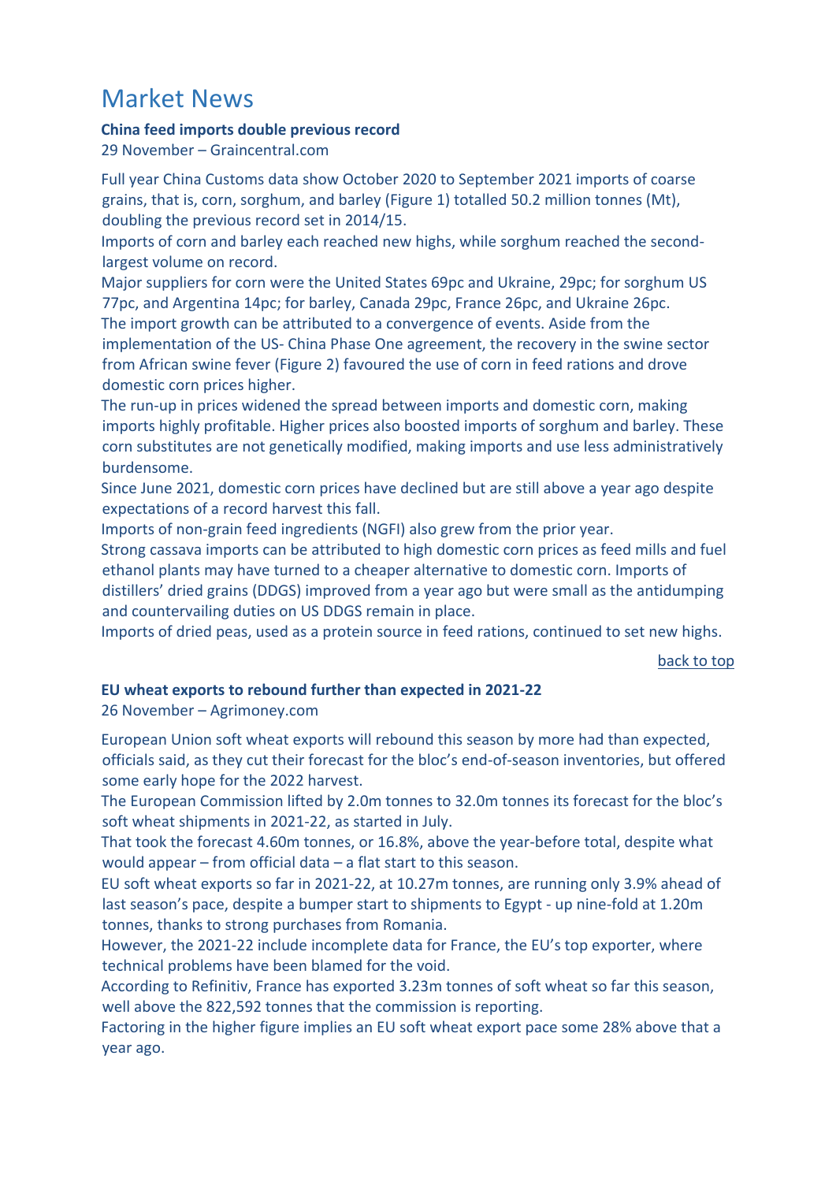# Market News

**China feed imports double previous record**

29 November – Graincentral.com

Full year China Customs data show October 2020 to September 2021 imports of coarse grains, that is, corn, sorghum, and barley (Figure 1) totalled 50.2 million tonnes (Mt), doubling the previous record set in 2014/15.

Imports of corn and barley each reached new highs, while sorghum reached the second-largest volume on record.

Major suppliers for corn were the United States 69pc and Ukraine, 29pc; for sorghum US 77pc, and Argentina 14pc; for barley, Canada 29pc, France 26pc, and Ukraine 26pc.

The import growth can be attributed to a convergence of events. Aside from the implementation of the US- China Phase One agreement, the recovery in the swine sector from African swine fever (Figure 2) favoured the use of corn in feed rations and drove domestic corn prices higher.

The run-up in prices widened the spread between imports and domestic corn, making imports highly profitable. Higher prices also boosted imports of sorghum and barley. These corn substitutes are not genetically modified, making imports and use less administratively burdensome.

Since June 2021, domestic corn prices have declined but are still above a year ago despite expectations of a record harvest this fall.

Imports of non-grain feed ingredients (NGFI) also grew from the prior year.

Strong cassava imports can be attributed to high domestic corn prices as feed mills and fuel ethanol plants may have turned to a cheaper alternative to domestic corn. Imports of distillers' dried grains (DDGS) improved from a year ago but were small as the antidumping and countervailing duties on US DDGS remain in place.

Imports of dried peas, used as a protein source in feed rations, continued to set new highs.

back to top

**EU wheat exports to rebound further than expected in 2021-22**

26 November – Agrimoney.com

European Union soft wheat exports will rebound this season by more had than expected, officials said, as they cut their forecast for the bloc's end-of-season inventories, but offered some early hope for the 2022 harvest.

The European Commission lifted by 2.0m tonnes to 32.0m tonnes its forecast for the bloc's soft wheat shipments in 2021-22, as started in July.

That took the forecast 4.60m tonnes, or 16.8%, above the year-before total, despite what would appear – from official data – a flat start to this season.

EU soft wheat exports so far in 2021-22, at 10.27m tonnes, are running only 3.9% ahead of last season's pace, despite a bumper start to shipments to Egypt - up nine-fold at 1.20m tonnes, thanks to strong purchases from Romania.

However, the 2021-22 include incomplete data for France, the EU's top exporter, where technical problems have been blamed for the void.

According to Refinitiv, France has exported 3.23m tonnes of soft wheat so far this season, well above the 822,592 tonnes that the commission is reporting.

Factoring in the higher figure implies an EU soft wheat export pace some 28% above that a year ago.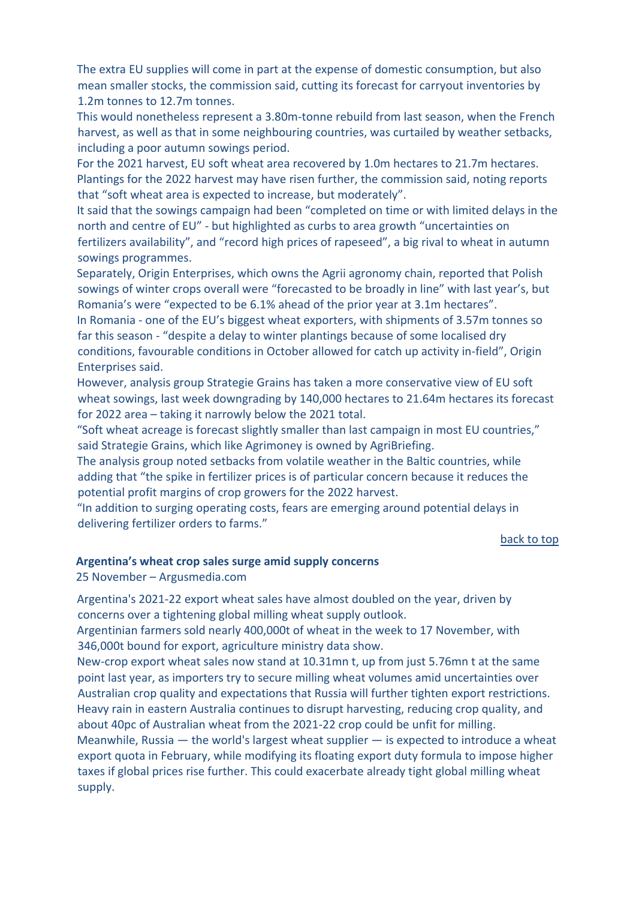The extra EU supplies will come in part at the expense of domestic consumption, but also mean smaller stocks, the commission said, cutting its forecast for carryout inventories by 1.2m tonnes to 12.7m tonnes.

This would nonetheless represent a 3.80m-tonne rebuild from last season, when the French harvest, as well as that in some neighbouring countries, was curtailed by weather setbacks, including a poor autumn sowings period.

For the 2021 harvest, EU soft wheat area recovered by 1.0m hectares to 21.7m hectares. Plantings for the 2022 harvest may have risen further, the commission said, noting reports that "soft wheat area is expected to increase, but moderately".

It said that the sowings campaign had been "completed on time or with limited delays in the north and centre of EU" - but highlighted as curbs to area growth "uncertainties on fertilizers availability", and "record high prices of rapeseed", a big rival to wheat in autumn sowings programmes.

Separately, Origin Enterprises, which owns the Agrii agronomy chain, reported that Polish sowings of winter crops overall were "forecasted to be broadly in line" with last year's, but Romania's were "expected to be 6.1% ahead of the prior year at 3.1m hectares".

In Romania - one of the EU's biggest wheat exporters, with shipments of 3.57m tonnes so far this season - "despite a delay to winter plantings because of some localised dry conditions, favourable conditions in October allowed for catch up activity in-field", Origin Enterprises said.

However, analysis group Strategie Grains has taken a more conservative view of EU soft wheat sowings, last week downgrading by 140,000 hectares to 21.64m hectares its forecast for 2022 area – taking it narrowly below the 2021 total.

"Soft wheat acreage is forecast slightly smaller than last campaign in most EU countries," said Strategie Grains, which like Agrimoney is owned by AgriBriefing.

The analysis group noted setbacks from volatile weather in the Baltic countries, while adding that "the spike in fertilizer prices is of particular concern because it reduces the potential profit margins of crop growers for the 2022 harvest.

"In addition to surging operating costs, fears are emerging around potential delays in delivering fertilizer orders to farms."

back to top

### Argentina's wheat crop sales surge amid supply concerns

25 November – Argusmedia.com

Argentina's 2021-22 export wheat sales have almost doubled on the year, driven by concerns over a tightening global milling wheat supply outlook.

Argentinian farmers sold nearly 400,000t of wheat in the week to 17 November, with 346,000t bound for export, agriculture ministry data show.

New-crop export wheat sales now stand at 10.31mn t, up from just 5.76mn t at the same point last year, as importers try to secure milling wheat volumes amid uncertainties over Australian crop quality and expectations that Russia will further tighten export restrictions.

Heavy rain in eastern Australia continues to disrupt harvesting, reducing crop quality, and about 40pc of Australian wheat from the 2021-22 crop could be unfit for milling.

Meanwhile, Russia — the world's largest wheat supplier — is expected to introduce a wheat export quota in February, while modifying its floating export duty formula to impose higher taxes if global prices rise further. This could exacerbate already tight global milling wheat supply.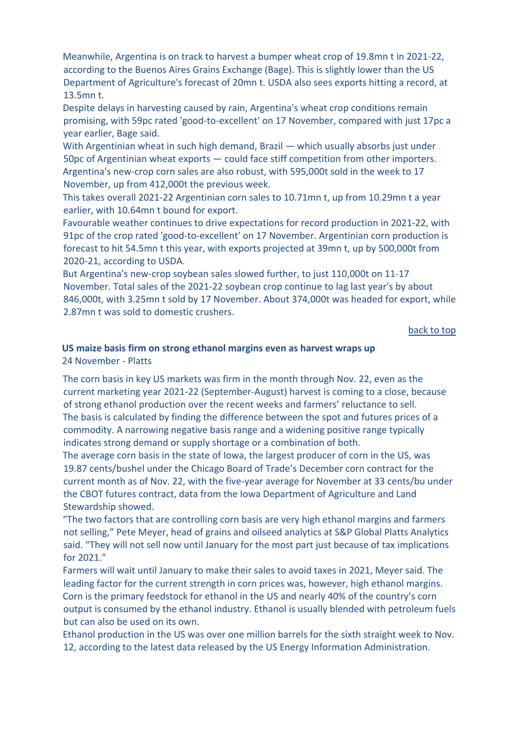Meanwhile, Argentina is on track to harvest a bumper wheat crop of 19.8mn t in 2021-22, according to the Buenos Aires Grains Exchange (Bage). This is slightly lower than the US Department of Agriculture's forecast of 20mn t. USDA also sees exports hitting a record, at 13.5mn t.

Despite delays in harvesting caused by rain, Argentina's wheat crop conditions remain promising, with 59pc rated 'good-to-excellent' on 17 November, compared with just 17pc a year earlier, Bage said.

With Argentinian wheat in such high demand, Brazil — which usually absorbs just under 50pc of Argentinian wheat exports — could face stiff competition from other importers.

Argentina's new-crop corn sales are also robust, with 595,000t sold in the week to 17 November, up from 412,000t the previous week.

This takes overall 2021-22 Argentinian corn sales to 10.71mn t, up from 10.29mn t a year earlier, with 10.64mn t bound for export.

Favourable weather continues to drive expectations for record production in 2021-22, with 91pc of the crop rated 'good-to-excellent' on 17 November. Argentinian corn production is forecast to hit 54.5mn t this year, with exports projected at 39mn t, up by 500,000t from 2020-21, according to USDA.

But Argentina's new-crop soybean sales slowed further, to just 110,000t on 11-17 November. Total sales of the 2021-22 soybean crop continue to lag last year's by about 846,000t, with 3.25mn t sold by 17 November. About 374,000t was headed for export, while 2.87mn t was sold to domestic crushers.

back to top

### US maize basis firm on strong ethanol margins even as harvest wraps up

24 November - Platts

The corn basis in key US markets was firm in the month through Nov. 22, even as the current marketing year 2021-22 (September-August) harvest is coming to a close, because of strong ethanol production over the recent weeks and farmers' reluctance to sell.

The basis is calculated by finding the difference between the spot and futures prices of a commodity. A narrowing negative basis range and a widening positive range typically indicates strong demand or supply shortage or a combination of both.

The average corn basis in the state of Iowa, the largest producer of corn in the US, was 19.87 cents/bushel under the Chicago Board of Trade's December corn contract for the current month as of Nov. 22, with the five-year average for November at 33 cents/bu under the CBOT futures contract, data from the Iowa Department of Agriculture and Land Stewardship showed.

"The two factors that are controlling corn basis are very high ethanol margins and farmers not selling," Pete Meyer, head of grains and oilseed analytics at S&P Global Platts Analytics said. "They will not sell now until January for the most part just because of tax implications for 2021."

Farmers will wait until January to make their sales to avoid taxes in 2021, Meyer said. The leading factor for the current strength in corn prices was, however, high ethanol margins.

Corn is the primary feedstock for ethanol in the US and nearly 40% of the country's corn output is consumed by the ethanol industry. Ethanol is usually blended with petroleum fuels but can also be used on its own.

Ethanol production in the US was over one million barrels for the sixth straight week to Nov. 12, according to the latest data released by the US Energy Information Administration.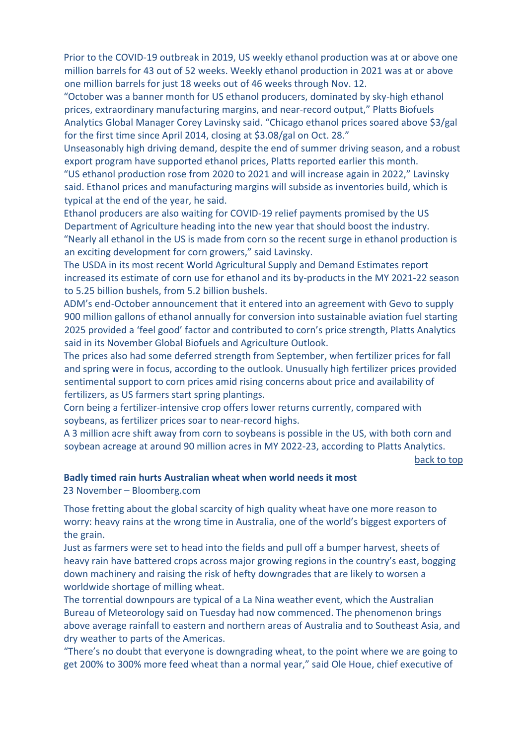Prior to the COVID-19 outbreak in 2019, US weekly ethanol production was at or above one million barrels for 43 out of 52 weeks. Weekly ethanol production in 2021 was at or above one million barrels for just 18 weeks out of 46 weeks through Nov. 12.

"October was a banner month for US ethanol producers, dominated by sky-high ethanol prices, extraordinary manufacturing margins, and near-record output," Platts Biofuels Analytics Global Manager Corey Lavinsky said. "Chicago ethanol prices soared above $3/gal for the first time since April 2014, closing at $3.08/gal on Oct. 28."

Unseasonably high driving demand, despite the end of summer driving season, and a robust export program have supported ethanol prices, Platts reported earlier this month.

"US ethanol production rose from 2020 to 2021 and will increase again in 2022," Lavinsky said. Ethanol prices and manufacturing margins will subside as inventories build, which is typical at the end of the year, he said.

Ethanol producers are also waiting for COVID-19 relief payments promised by the US Department of Agriculture heading into the new year that should boost the industry.

"Nearly all ethanol in the US is made from corn so the recent surge in ethanol production is an exciting development for corn growers," said Lavinsky.

The USDA in its most recent World Agricultural Supply and Demand Estimates report increased its estimate of corn use for ethanol and its by-products in the MY 2021-22 season to 5.25 billion bushels, from 5.2 billion bushels.

ADM's end-October announcement that it entered into an agreement with Gevo to supply 900 million gallons of ethanol annually for conversion into sustainable aviation fuel starting 2025 provided a 'feel good' factor and contributed to corn's price strength, Platts Analytics said in its November Global Biofuels and Agriculture Outlook.

The prices also had some deferred strength from September, when fertilizer prices for fall and spring were in focus, according to the outlook. Unusually high fertilizer prices provided sentimental support to corn prices amid rising concerns about price and availability of fertilizers, as US farmers start spring plantings.

Corn being a fertilizer-intensive crop offers lower returns currently, compared with soybeans, as fertilizer prices soar to near-record highs.

A 3 million acre shift away from corn to soybeans is possible in the US, with both corn and soybean acreage at around 90 million acres in MY 2022-23, according to Platts Analytics.

back to top

**Badly timed rain hurts Australian wheat when world needs it most**

23 November – Bloomberg.com

Those fretting about the global scarcity of high quality wheat have one more reason to worry: heavy rains at the wrong time in Australia, one of the world's biggest exporters of the grain.

Just as farmers were set to head into the fields and pull off a bumper harvest, sheets of heavy rain have battered crops across major growing regions in the country's east, bogging down machinery and raising the risk of hefty downgrades that are likely to worsen a worldwide shortage of milling wheat.

The torrential downpours are typical of a La Nina weather event, which the Australian Bureau of Meteorology said on Tuesday had now commenced. The phenomenon brings above average rainfall to eastern and northern areas of Australia and to Southeast Asia, and dry weather to parts of the Americas.

"There's no doubt that everyone is downgrading wheat, to the point where we are going to get 200% to 300% more feed wheat than a normal year," said Ole Houe, chief executive of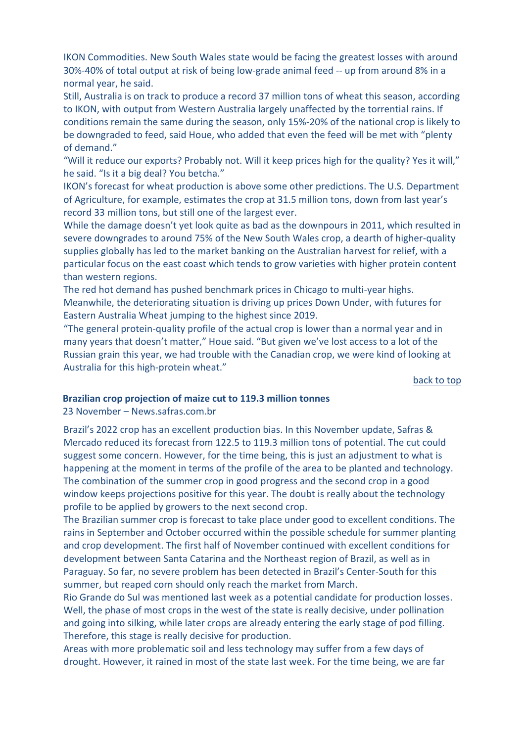IKON Commodities. New South Wales state would be facing the greatest losses with around 30%-40% of total output at risk of being low-grade animal feed -- up from around 8% in a normal year, he said.

Still, Australia is on track to produce a record 37 million tons of wheat this season, according to IKON, with output from Western Australia largely unaffected by the torrential rains. If conditions remain the same during the season, only 15%-20% of the national crop is likely to be downgraded to feed, said Houe, who added that even the feed will be met with "plenty of demand."

"Will it reduce our exports? Probably not. Will it keep prices high for the quality? Yes it will," he said. "Is it a big deal? You betcha."

IKON's forecast for wheat production is above some other predictions. The U.S. Department of Agriculture, for example, estimates the crop at 31.5 million tons, down from last year's record 33 million tons, but still one of the largest ever.

While the damage doesn't yet look quite as bad as the downpours in 2011, which resulted in severe downgrades to around 75% of the New South Wales crop, a dearth of higher-quality supplies globally has led to the market banking on the Australian harvest for relief, with a particular focus on the east coast which tends to grow varieties with higher protein content than western regions.

The red hot demand has pushed benchmark prices in Chicago to multi-year highs. Meanwhile, the deteriorating situation is driving up prices Down Under, with futures for Eastern Australia Wheat jumping to the highest since 2019.

"The general protein-quality profile of the actual crop is lower than a normal year and in many years that doesn't matter," Houe said. "But given we've lost access to a lot of the Russian grain this year, we had trouble with the Canadian crop, we were kind of looking at Australia for this high-protein wheat."

back to top

### Brazilian crop projection of maize cut to 119.3 million tonnes

23 November – News.safras.com.br

Brazil's 2022 crop has an excellent production bias. In this November update, Safras & Mercado reduced its forecast from 122.5 to 119.3 million tons of potential. The cut could suggest some concern. However, for the time being, this is just an adjustment to what is happening at the moment in terms of the profile of the area to be planted and technology. The combination of the summer crop in good progress and the second crop in a good window keeps projections positive for this year. The doubt is really about the technology profile to be applied by growers to the next second crop.

The Brazilian summer crop is forecast to take place under good to excellent conditions. The rains in September and October occurred within the possible schedule for summer planting and crop development. The first half of November continued with excellent conditions for development between Santa Catarina and the Northeast region of Brazil, as well as in Paraguay. So far, no severe problem has been detected in Brazil's Center-South for this summer, but reaped corn should only reach the market from March.

Rio Grande do Sul was mentioned last week as a potential candidate for production losses. Well, the phase of most crops in the west of the state is really decisive, under pollination and going into silking, while later crops are already entering the early stage of pod filling. Therefore, this stage is really decisive for production.

Areas with more problematic soil and less technology may suffer from a few days of drought. However, it rained in most of the state last week. For the time being, we are far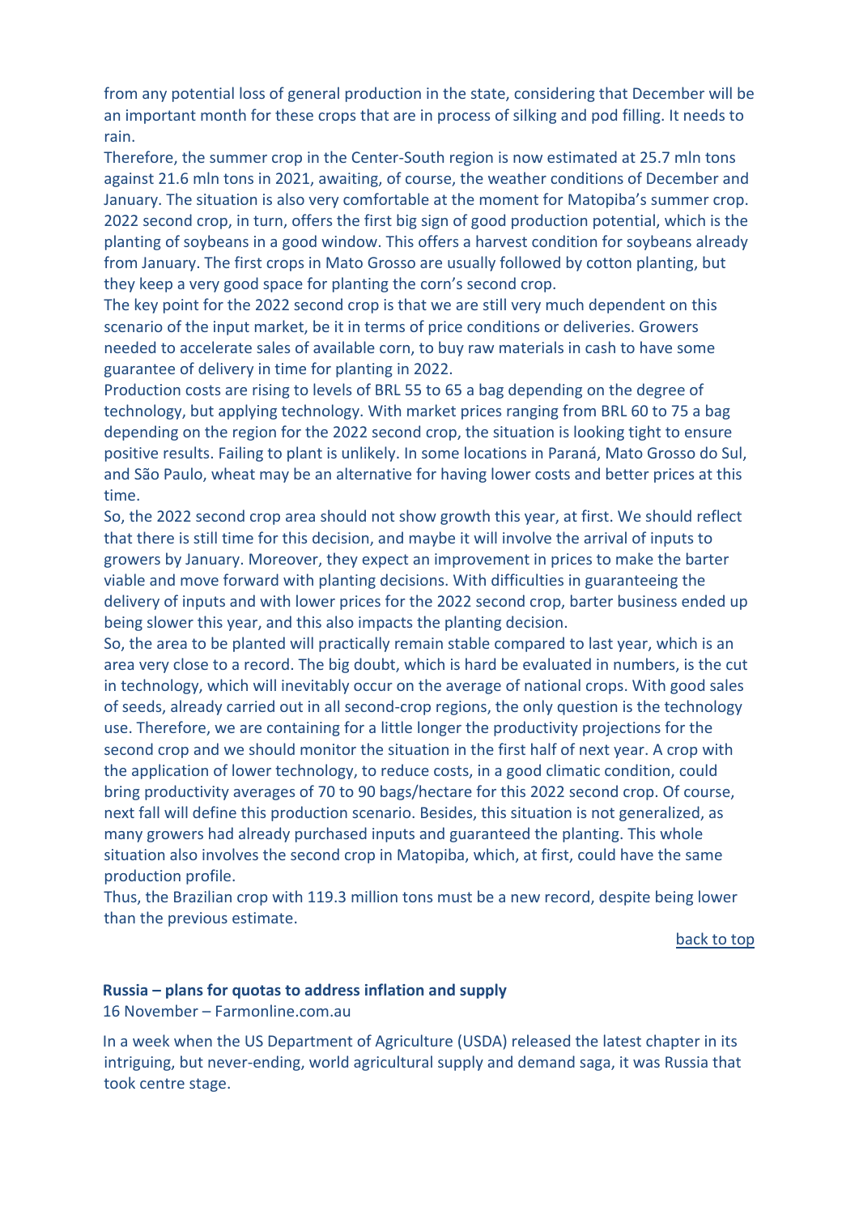from any potential loss of general production in the state, considering that December will be an important month for these crops that are in process of silking and pod filling. It needs to rain.

Therefore, the summer crop in the Center-South region is now estimated at 25.7 mln tons against 21.6 mln tons in 2021, awaiting, of course, the weather conditions of December and January. The situation is also very comfortable at the moment for Matopiba's summer crop.

2022 second crop, in turn, offers the first big sign of good production potential, which is the planting of soybeans in a good window. This offers a harvest condition for soybeans already from January. The first crops in Mato Grosso are usually followed by cotton planting, but they keep a very good space for planting the corn's second crop.

The key point for the 2022 second crop is that we are still very much dependent on this scenario of the input market, be it in terms of price conditions or deliveries. Growers needed to accelerate sales of available corn, to buy raw materials in cash to have some guarantee of delivery in time for planting in 2022.

Production costs are rising to levels of BRL 55 to 65 a bag depending on the degree of technology, but applying technology. With market prices ranging from BRL 60 to 75 a bag depending on the region for the 2022 second crop, the situation is looking tight to ensure positive results. Failing to plant is unlikely. In some locations in Paraná, Mato Grosso do Sul, and São Paulo, wheat may be an alternative for having lower costs and better prices at this time.

So, the 2022 second crop area should not show growth this year, at first. We should reflect that there is still time for this decision, and maybe it will involve the arrival of inputs to growers by January. Moreover, they expect an improvement in prices to make the barter viable and move forward with planting decisions. With difficulties in guaranteeing the delivery of inputs and with lower prices for the 2022 second crop, barter business ended up being slower this year, and this also impacts the planting decision.

So, the area to be planted will practically remain stable compared to last year, which is an area very close to a record. The big doubt, which is hard be evaluated in numbers, is the cut in technology, which will inevitably occur on the average of national crops. With good sales of seeds, already carried out in all second-crop regions, the only question is the technology use. Therefore, we are containing for a little longer the productivity projections for the second crop and we should monitor the situation in the first half of next year. A crop with the application of lower technology, to reduce costs, in a good climatic condition, could bring productivity averages of 70 to 90 bags/hectare for this 2022 second crop. Of course, next fall will define this production scenario. Besides, this situation is not generalized, as many growers had already purchased inputs and guaranteed the planting. This whole situation also involves the second crop in Matopiba, which, at first, could have the same production profile.

Thus, the Brazilian crop with 119.3 million tons must be a new record, despite being lower than the previous estimate.

back to top

**Russia – plans for quotas to address inflation and supply**

16 November – Farmonline.com.au

In a week when the US Department of Agriculture (USDA) released the latest chapter in its intriguing, but never-ending, world agricultural supply and demand saga, it was Russia that took centre stage.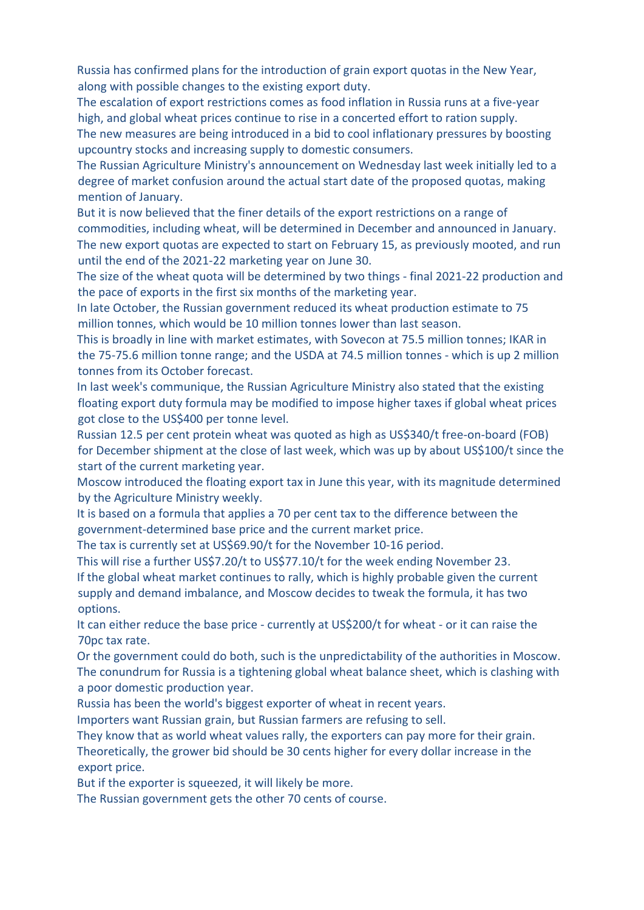Russia has confirmed plans for the introduction of grain export quotas in the New Year, along with possible changes to the existing export duty.

The escalation of export restrictions comes as food inflation in Russia runs at a five-year high, and global wheat prices continue to rise in a concerted effort to ration supply.

The new measures are being introduced in a bid to cool inflationary pressures by boosting upcountry stocks and increasing supply to domestic consumers.

The Russian Agriculture Ministry's announcement on Wednesday last week initially led to a degree of market confusion around the actual start date of the proposed quotas, making mention of January.

But it is now believed that the finer details of the export restrictions on a range of commodities, including wheat, will be determined in December and announced in January.

The new export quotas are expected to start on February 15, as previously mooted, and run until the end of the 2021-22 marketing year on June 30.

The size of the wheat quota will be determined by two things - final 2021-22 production and the pace of exports in the first six months of the marketing year.

In late October, the Russian government reduced its wheat production estimate to 75 million tonnes, which would be 10 million tonnes lower than last season.

This is broadly in line with market estimates, with Sovecon at 75.5 million tonnes; IKAR in the 75-75.6 million tonne range; and the USDA at 74.5 million tonnes - which is up 2 million tonnes from its October forecast.

In last week's communique, the Russian Agriculture Ministry also stated that the existing floating export duty formula may be modified to impose higher taxes if global wheat prices got close to the US$400 per tonne level.

Russian 12.5 per cent protein wheat was quoted as high as US$340/t free-on-board (FOB) for December shipment at the close of last week, which was up by about US$100/t since the start of the current marketing year.

Moscow introduced the floating export tax in June this year, with its magnitude determined by the Agriculture Ministry weekly.

It is based on a formula that applies a 70 per cent tax to the difference between the government-determined base price and the current market price.

The tax is currently set at US$69.90/t for the November 10-16 period.

This will rise a further US$7.20/t to US$77.10/t for the week ending November 23.

If the global wheat market continues to rally, which is highly probable given the current supply and demand imbalance, and Moscow decides to tweak the formula, it has two options.

It can either reduce the base price - currently at US$200/t for wheat - or it can raise the 70pc tax rate.

Or the government could do both, such is the unpredictability of the authorities in Moscow.

The conundrum for Russia is a tightening global wheat balance sheet, which is clashing with a poor domestic production year.

Russia has been the world's biggest exporter of wheat in recent years.

Importers want Russian grain, but Russian farmers are refusing to sell.

They know that as world wheat values rally, the exporters can pay more for their grain.

Theoretically, the grower bid should be 30 cents higher for every dollar increase in the export price.

But if the exporter is squeezed, it will likely be more.

The Russian government gets the other 70 cents of course.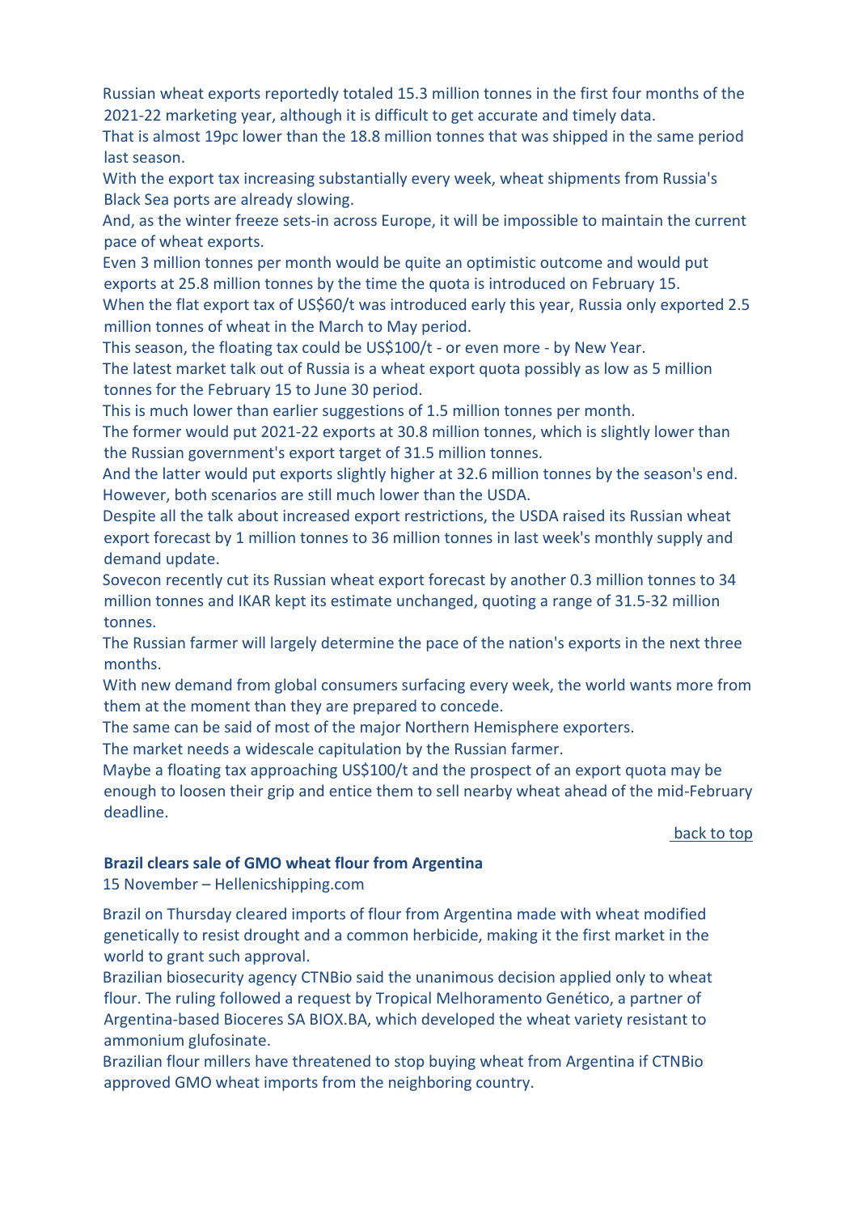Russian wheat exports reportedly totaled 15.3 million tonnes in the first four months of the 2021-22 marketing year, although it is difficult to get accurate and timely data.

That is almost 19pc lower than the 18.8 million tonnes that was shipped in the same period last season.

With the export tax increasing substantially every week, wheat shipments from Russia's Black Sea ports are already slowing.

And, as the winter freeze sets-in across Europe, it will be impossible to maintain the current pace of wheat exports.

Even 3 million tonnes per month would be quite an optimistic outcome and would put exports at 25.8 million tonnes by the time the quota is introduced on February 15.

When the flat export tax of US$60/t was introduced early this year, Russia only exported 2.5 million tonnes of wheat in the March to May period.

This season, the floating tax could be US$100/t - or even more - by New Year.

The latest market talk out of Russia is a wheat export quota possibly as low as 5 million tonnes for the February 15 to June 30 period.

This is much lower than earlier suggestions of 1.5 million tonnes per month.

The former would put 2021-22 exports at 30.8 million tonnes, which is slightly lower than the Russian government's export target of 31.5 million tonnes.

And the latter would put exports slightly higher at 32.6 million tonnes by the season's end.

However, both scenarios are still much lower than the USDA.

Despite all the talk about increased export restrictions, the USDA raised its Russian wheat export forecast by 1 million tonnes to 36 million tonnes in last week's monthly supply and demand update.

Sovecon recently cut its Russian wheat export forecast by another 0.3 million tonnes to 34 million tonnes and IKAR kept its estimate unchanged, quoting a range of 31.5-32 million tonnes.

The Russian farmer will largely determine the pace of the nation's exports in the next three months.

With new demand from global consumers surfacing every week, the world wants more from them at the moment than they are prepared to concede.

The same can be said of most of the major Northern Hemisphere exporters.

The market needs a widescale capitulation by the Russian farmer.

Maybe a floating tax approaching US$100/t and the prospect of an export quota may be enough to loosen their grip and entice them to sell nearby wheat ahead of the mid-February deadline.

back to top

### Brazil clears sale of GMO wheat flour from Argentina

15 November – Hellenicshipping.com

Brazil on Thursday cleared imports of flour from Argentina made with wheat modified genetically to resist drought and a common herbicide, making it the first market in the world to grant such approval.

Brazilian biosecurity agency CTNBio said the unanimous decision applied only to wheat flour. The ruling followed a request by Tropical Melhoramento Genético, a partner of Argentina-based Bioceres SA BIOX.BA, which developed the wheat variety resistant to ammonium glufosinate.

Brazilian flour millers have threatened to stop buying wheat from Argentina if CTNBio approved GMO wheat imports from the neighboring country.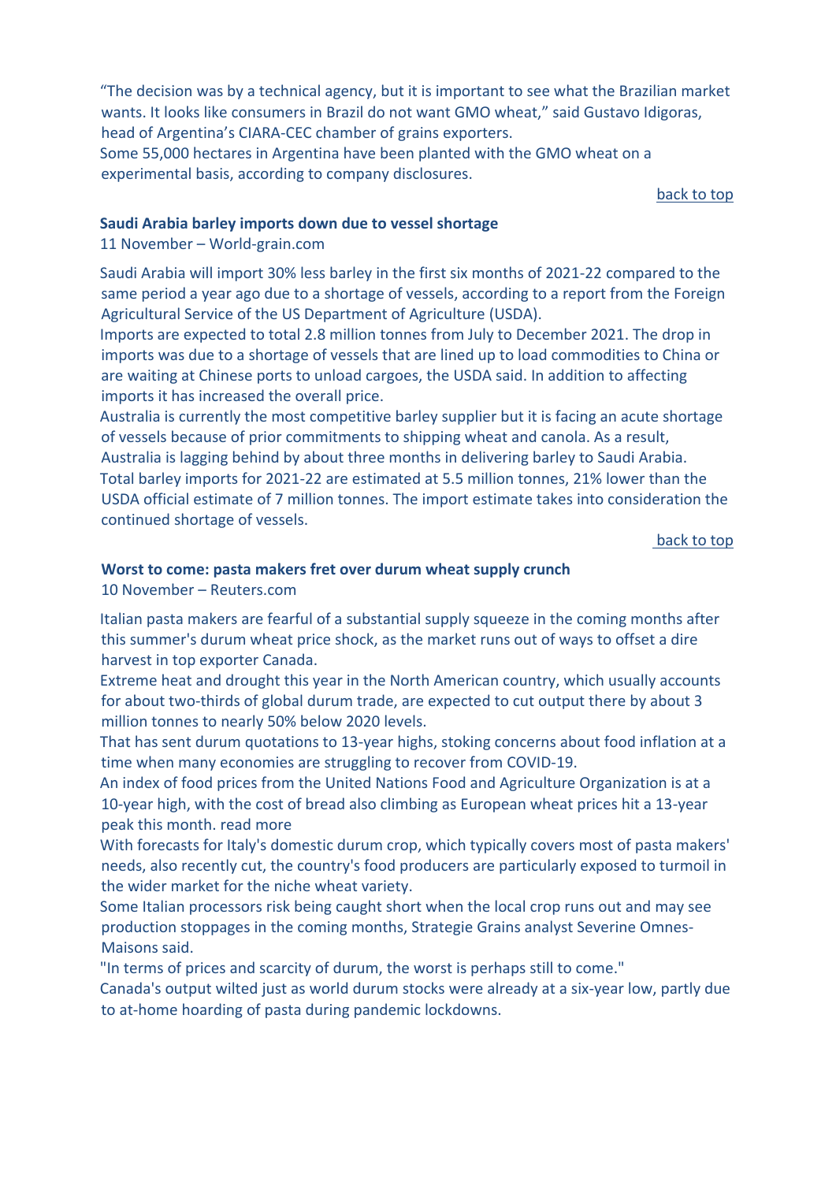"The decision was by a technical agency, but it is important to see what the Brazilian market wants. It looks like consumers in Brazil do not want GMO wheat," said Gustavo Idigoras, head of Argentina's CIARA-CEC chamber of grains exporters.
Some 55,000 hectares in Argentina have been planted with the GMO wheat on a experimental basis, according to company disclosures.

back to top

### Saudi Arabia barley imports down due to vessel shortage

11 November – World-grain.com

Saudi Arabia will import 30% less barley in the first six months of 2021-22 compared to the same period a year ago due to a shortage of vessels, according to a report from the Foreign Agricultural Service of the US Department of Agriculture (USDA).
Imports are expected to total 2.8 million tonnes from July to December 2021. The drop in imports was due to a shortage of vessels that are lined up to load commodities to China or are waiting at Chinese ports to unload cargoes, the USDA said. In addition to affecting imports it has increased the overall price.
Australia is currently the most competitive barley supplier but it is facing an acute shortage of vessels because of prior commitments to shipping wheat and canola. As a result, Australia is lagging behind by about three months in delivering barley to Saudi Arabia.
Total barley imports for 2021-22 are estimated at 5.5 million tonnes, 21% lower than the USDA official estimate of 7 million tonnes. The import estimate takes into consideration the continued shortage of vessels.

back to top

### Worst to come: pasta makers fret over durum wheat supply crunch

10 November – Reuters.com

Italian pasta makers are fearful of a substantial supply squeeze in the coming months after this summer's durum wheat price shock, as the market runs out of ways to offset a dire harvest in top exporter Canada.
Extreme heat and drought this year in the North American country, which usually accounts for about two-thirds of global durum trade, are expected to cut output there by about 3 million tonnes to nearly 50% below 2020 levels.
That has sent durum quotations to 13-year highs, stoking concerns about food inflation at a time when many economies are struggling to recover from COVID-19.
An index of food prices from the United Nations Food and Agriculture Organization is at a 10-year high, with the cost of bread also climbing as European wheat prices hit a 13-year peak this month. read more
With forecasts for Italy's domestic durum crop, which typically covers most of pasta makers' needs, also recently cut, the country's food producers are particularly exposed to turmoil in the wider market for the niche wheat variety.
Some Italian processors risk being caught short when the local crop runs out and may see production stoppages in the coming months, Strategie Grains analyst Severine Omnes-Maisons said.
"In terms of prices and scarcity of durum, the worst is perhaps still to come."
Canada's output wilted just as world durum stocks were already at a six-year low, partly due to at-home hoarding of pasta during pandemic lockdowns.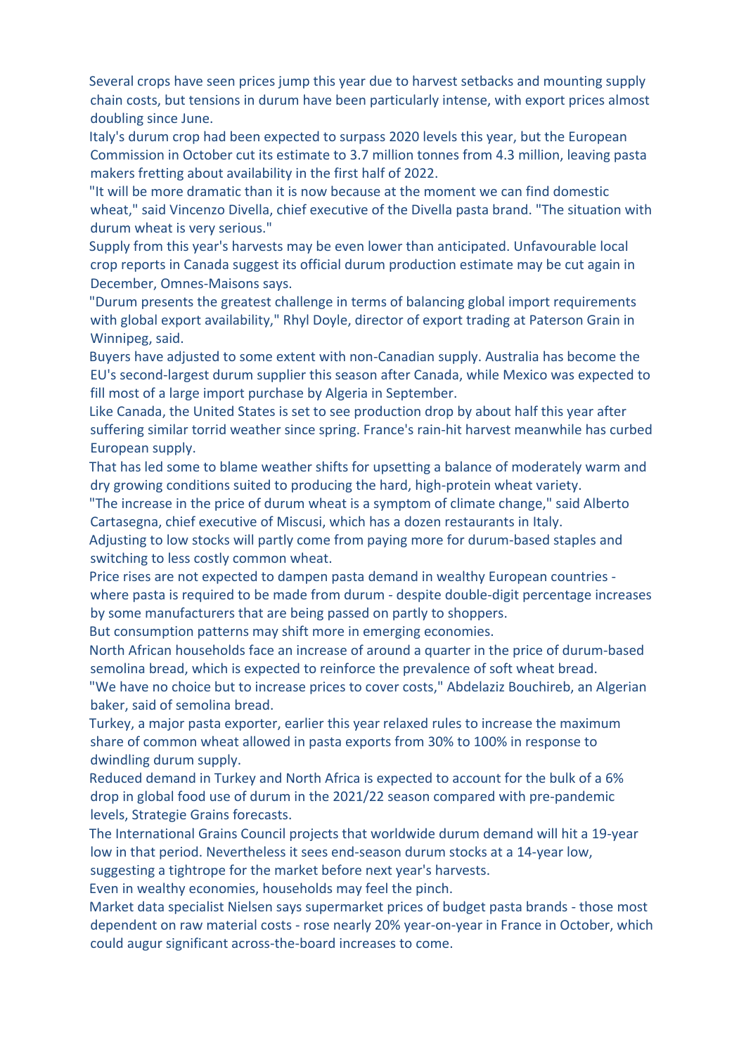Several crops have seen prices jump this year due to harvest setbacks and mounting supply chain costs, but tensions in durum have been particularly intense, with export prices almost doubling since June.

Italy's durum crop had been expected to surpass 2020 levels this year, but the European Commission in October cut its estimate to 3.7 million tonnes from 4.3 million, leaving pasta makers fretting about availability in the first half of 2022.

"It will be more dramatic than it is now because at the moment we can find domestic wheat," said Vincenzo Divella, chief executive of the Divella pasta brand. "The situation with durum wheat is very serious."

Supply from this year's harvests may be even lower than anticipated. Unfavourable local crop reports in Canada suggest its official durum production estimate may be cut again in December, Omnes-Maisons says.

"Durum presents the greatest challenge in terms of balancing global import requirements with global export availability," Rhyl Doyle, director of export trading at Paterson Grain in Winnipeg, said.

Buyers have adjusted to some extent with non-Canadian supply. Australia has become the EU's second-largest durum supplier this season after Canada, while Mexico was expected to fill most of a large import purchase by Algeria in September.

Like Canada, the United States is set to see production drop by about half this year after suffering similar torrid weather since spring. France's rain-hit harvest meanwhile has curbed European supply.

That has led some to blame weather shifts for upsetting a balance of moderately warm and dry growing conditions suited to producing the hard, high-protein wheat variety.

"The increase in the price of durum wheat is a symptom of climate change," said Alberto Cartasegna, chief executive of Miscusi, which has a dozen restaurants in Italy.

Adjusting to low stocks will partly come from paying more for durum-based staples and switching to less costly common wheat.

Price rises are not expected to dampen pasta demand in wealthy European countries - where pasta is required to be made from durum - despite double-digit percentage increases by some manufacturers that are being passed on partly to shoppers.

But consumption patterns may shift more in emerging economies.

North African households face an increase of around a quarter in the price of durum-based semolina bread, which is expected to reinforce the prevalence of soft wheat bread.

"We have no choice but to increase prices to cover costs," Abdelaziz Bouchireb, an Algerian baker, said of semolina bread.

Turkey, a major pasta exporter, earlier this year relaxed rules to increase the maximum share of common wheat allowed in pasta exports from 30% to 100% in response to dwindling durum supply.

Reduced demand in Turkey and North Africa is expected to account for the bulk of a 6% drop in global food use of durum in the 2021/22 season compared with pre-pandemic levels, Strategie Grains forecasts.

The International Grains Council projects that worldwide durum demand will hit a 19-year low in that period. Nevertheless it sees end-season durum stocks at a 14-year low, suggesting a tightrope for the market before next year's harvests.

Even in wealthy economies, households may feel the pinch.

Market data specialist Nielsen says supermarket prices of budget pasta brands - those most dependent on raw material costs - rose nearly 20% year-on-year in France in October, which could augur significant across-the-board increases to come.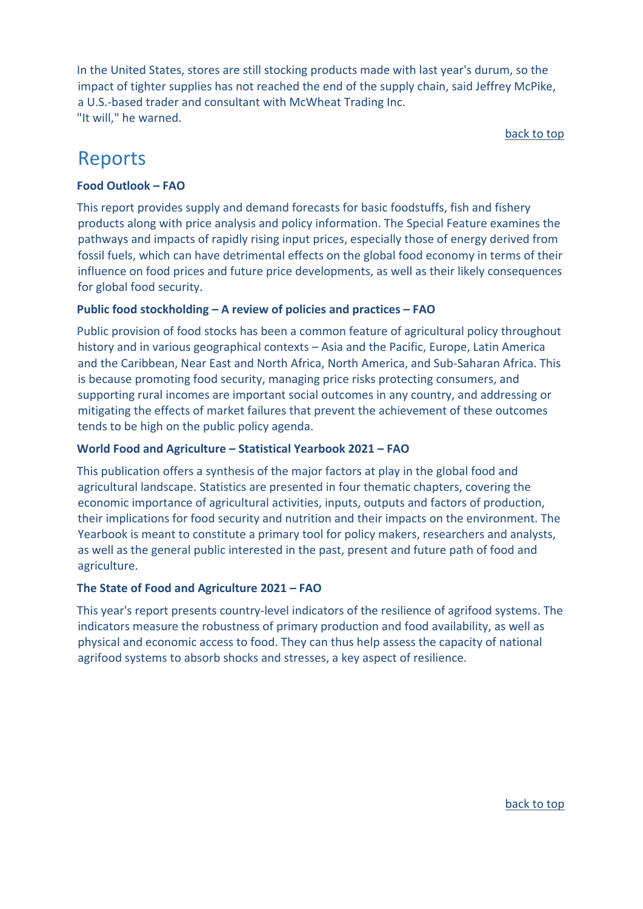In the United States, stores are still stocking products made with last year's durum, so the impact of tighter supplies has not reached the end of the supply chain, said Jeffrey McPike, a U.S.-based trader and consultant with McWheat Trading Inc.
"It will," he warned.

back to top

# Reports

**Food Outlook – FAO**

This report provides supply and demand forecasts for basic foodstuffs, fish and fishery products along with price analysis and policy information. The Special Feature examines the pathways and impacts of rapidly rising input prices, especially those of energy derived from fossil fuels, which can have detrimental effects on the global food economy in terms of their influence on food prices and future price developments, as well as their likely consequences for global food security.

**Public food stockholding – A review of policies and practices – FAO**

Public provision of food stocks has been a common feature of agricultural policy throughout history and in various geographical contexts – Asia and the Pacific, Europe, Latin America and the Caribbean, Near East and North Africa, North America, and Sub-Saharan Africa. This is because promoting food security, managing price risks protecting consumers, and supporting rural incomes are important social outcomes in any country, and addressing or mitigating the effects of market failures that prevent the achievement of these outcomes tends to be high on the public policy agenda.

**World Food and Agriculture – Statistical Yearbook 2021 – FAO**

This publication offers a synthesis of the major factors at play in the global food and agricultural landscape. Statistics are presented in four thematic chapters, covering the economic importance of agricultural activities, inputs, outputs and factors of production, their implications for food security and nutrition and their impacts on the environment. The Yearbook is meant to constitute a primary tool for policy makers, researchers and analysts, as well as the general public interested in the past, present and future path of food and agriculture.

**The State of Food and Agriculture 2021 – FAO**

This year's report presents country-level indicators of the resilience of agrifood systems. The indicators measure the robustness of primary production and food availability, as well as physical and economic access to food. They can thus help assess the capacity of national agrifood systems to absorb shocks and stresses, a key aspect of resilience.

back to top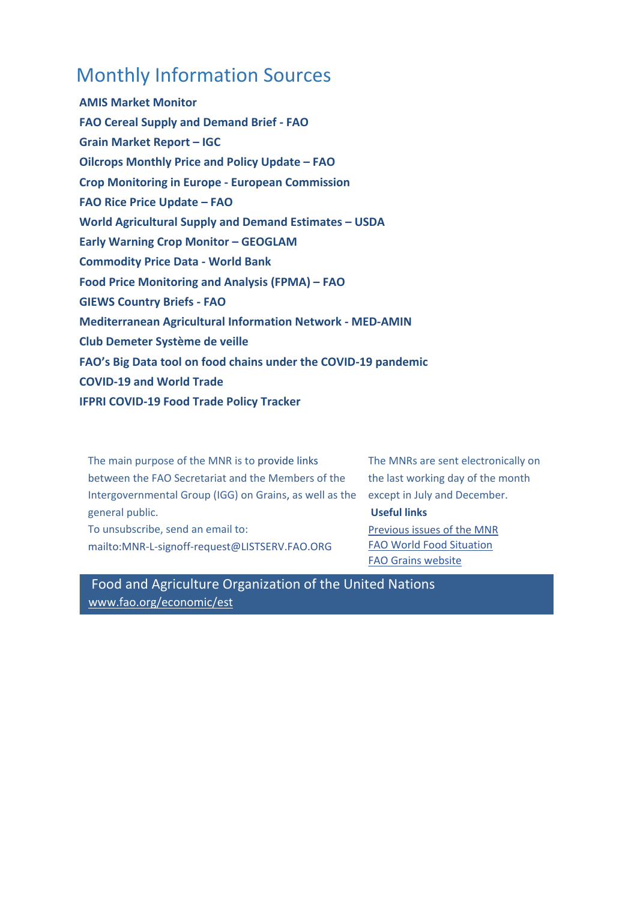## Monthly Information Sources

**AMIS Market Monitor**

**FAO Cereal Supply and Demand Brief - FAO**

**Grain Market Report – IGC**

**Oilcrops Monthly Price and Policy Update – FAO**

**Crop Monitoring in Europe - European Commission**

**FAO Rice Price Update – FAO**

**World Agricultural Supply and Demand Estimates – USDA**

**Early Warning Crop Monitor – GEOGLAM**

**Commodity Price Data - World Bank**

**Food Price Monitoring and Analysis (FPMA) – FAO**

**GIEWS Country Briefs - FAO**

**Mediterranean Agricultural Information Network - MED-AMIN**

**Club Demeter Système de veille**

**FAO's Big Data tool on food chains under the COVID-19 pandemic**

**COVID-19 and World Trade**

**IFPRI COVID-19 Food Trade Policy Tracker**

The main purpose of the MNR is to provide links between the FAO Secretariat and the Members of the Intergovernmental Group (IGG) on Grains, as well as the general public.

To unsubscribe, send an email to:
mailto:MNR-L-signoff-request@LISTSERV.FAO.ORG

The MNRs are sent electronically on the last working day of the month except in July and December.

**Useful links**

Previous issues of the MNR

FAO World Food Situation

FAO Grains website

Food and Agriculture Organization of the United Nations
www.fao.org/economic/est